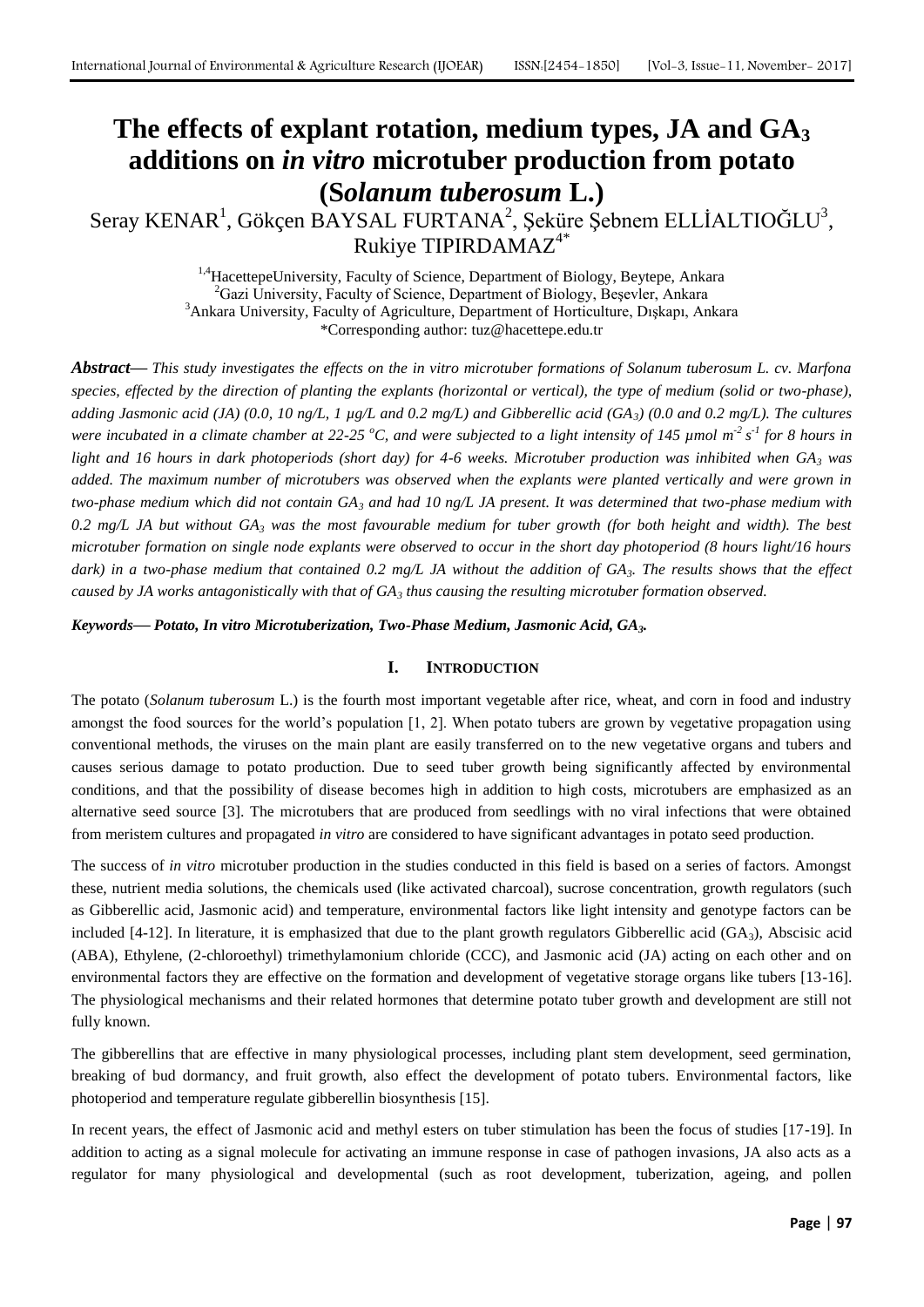# The effects of explant rotation, medium types, JA and $GA_3$ additions on *in vitro* microtuber production from potato (S*olanum tuberosum* L.)

Seray KENAR[1], Gökçen BAYSAL FURTANA[2], Şeküre Şebnem ELLİALTIOĞLU[3], Rukiye TIPIRDAMAZ[4*]

[1,4]HacettepeUniversity, Faculty of Science, Department of Biology, Beytepe, Ankara
[2]Gazi University, Faculty of Science, Department of Biology, Beşevler, Ankara
[3]Ankara University, Faculty of Agriculture, Department of Horticulture, Dışkapı, Ankara
*Corresponding author: tuz@hacettepe.edu.tr

***Abstract*—** *This study investigates the effects on the in vitro microtuber formations of Solanum tuberosum L. cv. Marfona species, effected by the direction of planting the explants (horizontal or vertical), the type of medium (solid or two-phase), adding Jasmonic acid (JA) (0.0, 10 ng/L, 1 µg/L and 0.2 mg/L) and Gibberellic acid ($GA_3$) (0.0 and 0.2 mg/L). The cultures were incubated in a climate chamber at 22-25 $^oC$, and were subjected to a light intensity of 145 µmol $m^{-2}$ $s^{-1}$ for 8 hours in light and 16 hours in dark photoperiods (short day) for 4-6 weeks. Microtuber production was inhibited when $GA_3$ was added. The maximum number of microtubers was observed when the explants were planted vertically and were grown in two-phase medium which did not contain $GA_3$ and had 10 ng/L JA present. It was determined that two-phase medium with 0.2 mg/L JA but without $GA_3$ was the most favourable medium for tuber growth (for both height and width). The best microtuber formation on single node explants were observed to occur in the short day photoperiod (8 hours light/16 hours dark) in a two-phase medium that contained 0.2 mg/L JA without the addition of $GA_3$. The results shows that the effect caused by JA works antagonistically with that of $GA_3$ thus causing the resulting microtuber formation observed.*

***Keywords*— *Potato, In vitro Microtuberization, Two-Phase Medium, Jasmonic Acid, $GA_3$.***

## I. INTRODUCTION

The potato (*Solanum tuberosum* L.) is the fourth most important vegetable after rice, wheat, and corn in food and industry amongst the food sources for the world's population [1, 2]. When potato tubers are grown by vegetative propagation using conventional methods, the viruses on the main plant are easily transferred on to the new vegetative organs and tubers and causes serious damage to potato production. Due to seed tuber growth being significantly affected by environmental conditions, and that the possibility of disease becomes high in addition to high costs, microtubers are emphasized as an alternative seed source [3]. The microtubers that are produced from seedlings with no viral infections that were obtained from meristem cultures and propagated *in vitro* are considered to have significant advantages in potato seed production.

The success of *in vitro* microtuber production in the studies conducted in this field is based on a series of factors. Amongst these, nutrient media solutions, the chemicals used (like activated charcoal), sucrose concentration, growth regulators (such as Gibberellic acid, Jasmonic acid) and temperature, environmental factors like light intensity and genotype factors can be included [4-12]. In literature, it is emphasized that due to the plant growth regulators Gibberellic acid ($GA_3$), Abscisic acid (ABA), Ethylene, (2-chloroethyl) trimethylamonium chloride (CCC), and Jasmonic acid (JA) acting on each other and on environmental factors they are effective on the formation and development of vegetative storage organs like tubers [13-16]. The physiological mechanisms and their related hormones that determine potato tuber growth and development are still not fully known.

The gibberellins that are effective in many physiological processes, including plant stem development, seed germination, breaking of bud dormancy, and fruit growth, also effect the development of potato tubers. Environmental factors, like photoperiod and temperature regulate gibberellin biosynthesis [15].

In recent years, the effect of Jasmonic acid and methyl esters on tuber stimulation has been the focus of studies [17-19]. In addition to acting as a signal molecule for activating an immune response in case of pathogen invasions, JA also acts as a regulator for many physiological and developmental (such as root development, tuberization, ageing, and pollen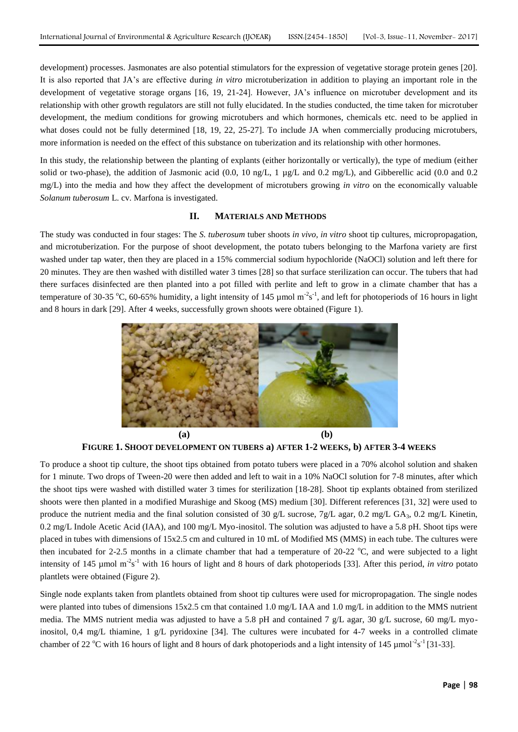development) processes. Jasmonates are also potential stimulators for the expression of vegetative storage protein genes [20]. It is also reported that JA's are effective during *in vitro* microtuberization in addition to playing an important role in the development of vegetative storage organs [16, 19, 21-24]. However, JA's influence on microtuber development and its relationship with other growth regulators are still not fully elucidated. In the studies conducted, the time taken for microtuber development, the medium conditions for growing microtubers and which hormones, chemicals etc. need to be applied in what doses could not be fully determined [18, 19, 22, 25-27]. To include JA when commercially producing microtubers, more information is needed on the effect of this substance on tuberization and its relationship with other hormones.

In this study, the relationship between the planting of explants (either horizontally or vertically), the type of medium (either solid or two-phase), the addition of Jasmonic acid (0.0, 10 ng/L, 1 µg/L and 0.2 mg/L), and Gibberellic acid (0.0 and 0.2 mg/L) into the media and how they affect the development of microtubers growing *in vitro* on the economically valuable *Solanum tuberosum* L. cv. Marfona is investigated.

## II. MATERIALS AND METHODS

The study was conducted in four stages: The *S. tuberosum* tuber shoots *in vivo, in vitro* shoot tip cultures, micropropagation, and microtuberization. For the purpose of shoot development, the potato tubers belonging to the Marfona variety are first washed under tap water, then they are placed in a 15% commercial sodium hypochloride (NaOCl) solution and left there for 20 minutes. They are then washed with distilled water 3 times [28] so that surface sterilization can occur. The tubers that had there surfaces disinfected are then planted into a pot filled with perlite and left to grow in a climate chamber that has a temperature of 30-35 °C, 60-65% humidity, a light intensity of 145 µmol $m^{-2}s^{-1}$, and left for photoperiods of 16 hours in light and 8 hours in dark [29]. After 4 weeks, successfully grown shoots were obtained (Figure 1).

**(a)** **(b)**

**FIGURE 1. SHOOT DEVELOPMENT ON TUBERS a) AFTER 1-2 WEEKS, b) AFTER 3-4 WEEKS**

To produce a shoot tip culture, the shoot tips obtained from potato tubers were placed in a 70% alcohol solution and shaken for 1 minute. Two drops of Tween-20 were then added and left to wait in a 10% NaOCl solution for 7-8 minutes, after which the shoot tips were washed with distilled water 3 times for sterilization [18-28]. Shoot tip explants obtained from sterilized shoots were then planted in a modified Murashige and Skoog (MS) medium [30]. Different references [31, 32] were used to produce the nutrient media and the final solution consisted of 30 g/L sucrose, 7g/L agar, 0.2 mg/L $GA_3$, 0.2 mg/L Kinetin, 0.2 mg/L Indole Acetic Acid (IAA), and 100 mg/L Myo-inositol. The solution was adjusted to have a 5.8 pH. Shoot tips were placed in tubes with dimensions of 15x2.5 cm and cultured in 10 mL of Modified MS (MMS) in each tube. The cultures were then incubated for 2-2.5 months in a climate chamber that had a temperature of 20-22 °C, and were subjected to a light intensity of 145 µmol $m^{-2}s^{-1}$ with 16 hours of light and 8 hours of dark photoperiods [33]. After this period, *in vitro* potato plantlets were obtained (Figure 2).

Single node explants taken from plantlets obtained from shoot tip cultures were used for micropropagation. The single nodes were planted into tubes of dimensions 15x2.5 cm that contained 1.0 mg/L IAA and 1.0 mg/L in addition to the MMS nutrient media. The MMS nutrient media was adjusted to have a 5.8 pH and contained 7 g/L agar, 30 g/L sucrose, 60 mg/L myo-inositol, 0,4 mg/L thiamine, 1 g/L pyridoxine [34]. The cultures were incubated for 4-7 weeks in a controlled climate chamber of 22 °C with 16 hours of light and 8 hours of dark photoperiods and a light intensity of 145 µmol$^{-2}s^{-1}$ [31-33].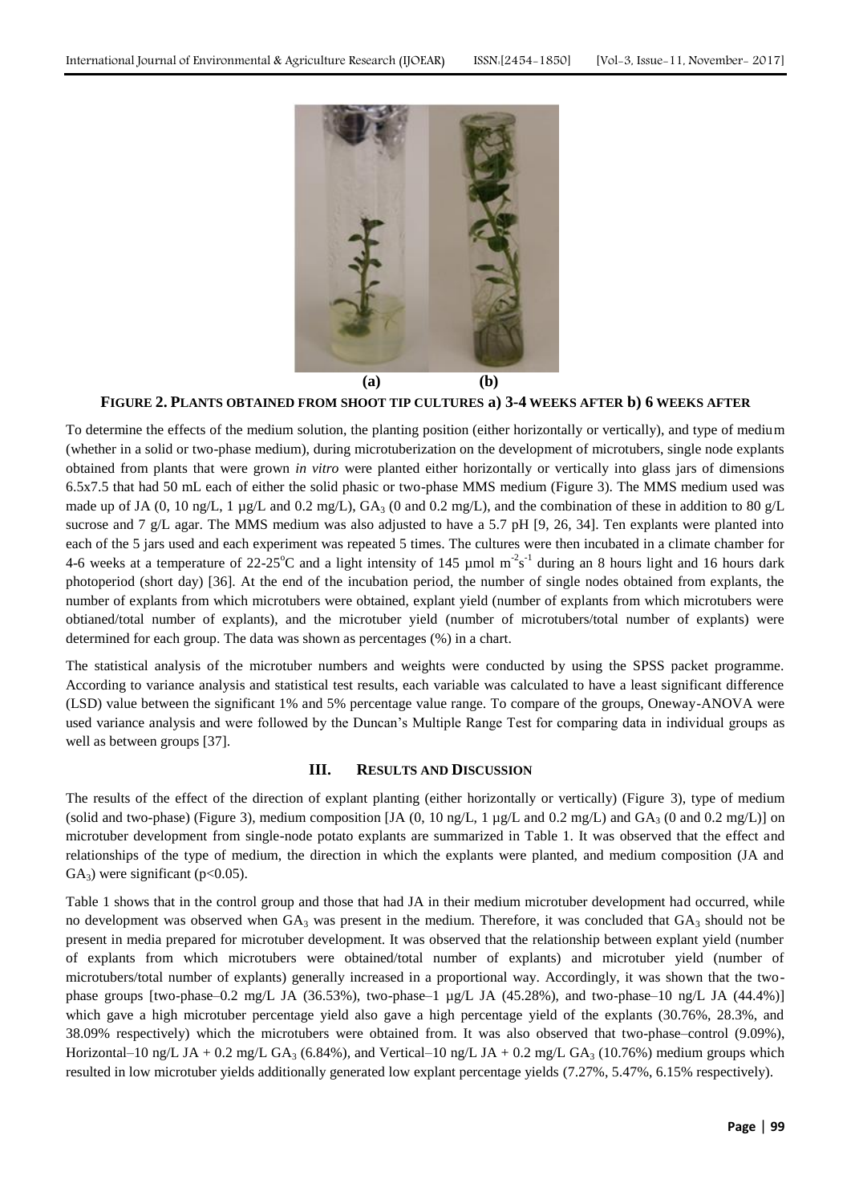**(a) (b)**

**FIGURE 2. PLANTS OBTAINED FROM SHOOT TIP CULTURES a) 3-4 WEEKS AFTER b) 6 WEEKS AFTER**

To determine the effects of the medium solution, the planting position (either horizontally or vertically), and type of medium (whether in a solid or two-phase medium), during microtuberization on the development of microtubers, single node explants obtained from plants that were grown *in vitro* were planted either horizontally or vertically into glass jars of dimensions 6.5x7.5 that had 50 mL each of either the solid phasic or two-phase MMS medium (Figure 3). The MMS medium used was made up of JA (0, 10 ng/L, 1 µg/L and 0.2 mg/L), $GA_3$ (0 and 0.2 mg/L), and the combination of these in addition to 80 g/L sucrose and 7 g/L agar. The MMS medium was also adjusted to have a 5.7 pH [9, 26, 34]. Ten explants were planted into each of the 5 jars used and each experiment was repeated 5 times. The cultures were then incubated in a climate chamber for 4-6 weeks at a temperature of 22-25°C and a light intensity of 145 µmol $m^{-2}s^{-1}$ during an 8 hours light and 16 hours dark photoperiod (short day) [36]. At the end of the incubation period, the number of single nodes obtained from explants, the number of explants from which microtubers were obtained, explant yield (number of explants from which microtubers were obtianed/total number of explants), and the microtuber yield (number of microtubers/total number of explants) were determined for each group. The data was shown as percentages (%) in a chart.

The statistical analysis of the microtuber numbers and weights were conducted by using the SPSS packet programme. According to variance analysis and statistical test results, each variable was calculated to have a least significant difference (LSD) value between the significant 1% and 5% percentage value range. To compare of the groups, Oneway-ANOVA were used variance analysis and were followed by the Duncan's Multiple Range Test for comparing data in individual groups as well as between groups [37].

## III. RESULTS AND DISCUSSION

The results of the effect of the direction of explant planting (either horizontally or vertically) (Figure 3), type of medium (solid and two-phase) (Figure 3), medium composition [JA (0, 10 ng/L, 1 µg/L and 0.2 mg/L) and $GA_3$ (0 and 0.2 mg/L)] on microtuber development from single-node potato explants are summarized in Table 1. It was observed that the effect and relationships of the type of medium, the direction in which the explants were planted, and medium composition (JA and $GA_3$) were significant ($p<0.05$).

Table 1 shows that in the control group and those that had JA in their medium microtuber development had occurred, while no development was observed when $GA_3$ was present in the medium. Therefore, it was concluded that $GA_3$ should not be present in media prepared for microtuber development. It was observed that the relationship between explant yield (number of explants from which microtubers were obtained/total number of explants) and microtuber yield (number of microtubers/total number of explants) generally increased in a proportional way. Accordingly, it was shown that the two-phase groups [two-phase–0.2 mg/L JA (36.53%), two-phase–1 µg/L JA (45.28%), and two-phase–10 ng/L JA (44.4%)] which gave a high microtuber percentage yield also gave a high percentage yield of the explants (30.76%, 28.3%, and 38.09% respectively) which the microtubers were obtained from. It was also observed that two-phase–control (9.09%), Horizontal–10 ng/L JA + 0.2 mg/L $GA_3$ (6.84%), and Vertical–10 ng/L JA + 0.2 mg/L $GA_3$ (10.76%) medium groups which resulted in low microtuber yields additionally generated low explant percentage yields (7.27%, 5.47%, 6.15% respectively).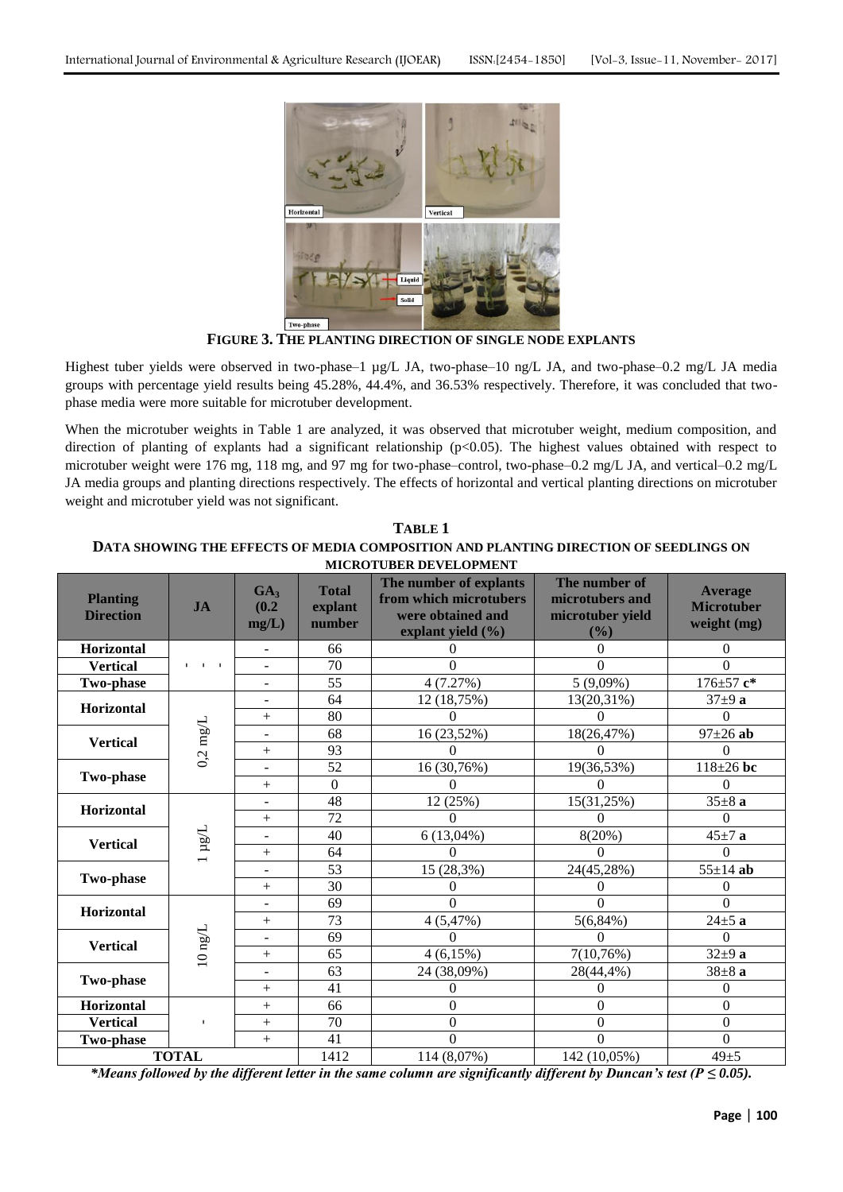**FIGURE 3. THE PLANTING DIRECTION OF SINGLE NODE EXPLANTS**

Highest tuber yields were observed in two-phase–1 µg/L JA, two-phase–10 ng/L JA, and two-phase–0.2 mg/L JA media groups with percentage yield results being 45.28%, 44.4%, and 36.53% respectively. Therefore, it was concluded that two-phase media were more suitable for microtuber development.

When the microtuber weights in Table 1 are analyzed, it was observed that microtuber weight, medium composition, and direction of planting of explants had a significant relationship ($p<0.05$). The highest values obtained with respect to microtuber weight were 176 mg, 118 mg, and 97 mg for two-phase–control, two-phase–0.2 mg/L JA, and vertical–0.2 mg/L JA media groups and planting directions respectively. The effects of horizontal and vertical planting directions on microtuber weight and microtuber yield was not significant.

**TABLE 1**
**DATA SHOWING THE EFFECTS OF MEDIA COMPOSITION AND PLANTING DIRECTION OF SEEDLINGS ON MICROTUBER DEVELOPMENT**

| Planting Direction | JA | $GA_3$ (0.2 mg/L) | Total explant number | The number of explants from which microtubers were obtained and explant yield (%) | The number of microtubers and microtuber yield (%) | Average Microtuber weight (mg) |
|---|---|---|---|---|---|---|
| Horizontal | - | - | 66 | 0 | 0 | 0 |
| Vertical | - | - | 70 | 0 | 0 | 0 |
| Two-phase | - | - | 55 | 4 (7.27%) | 5 (9,09%) | 176±57 **c*** |
| Horizontal | 0,2 mg/L | - | 64 | 12 (18,75%) | 13(20,31%) | 37±9 **a** |
| | | + | 80 | 0 | 0 | 0 |
| Vertical | | - | 68 | 16 (23,52%) | 18(26,47%) | 97±26 **ab** |
| | | + | 93 | 0 | 0 | 0 |
| Two-phase | | - | 52 | 16 (30,76%) | 19(36,53%) | 118±26 **bc** |
| | | + | 0 | 0 | 0 | 0 |
| Horizontal | 1 µg/L | - | 48 | 12 (25%) | 15(31,25%) | 35±8 **a** |
| | | + | 72 | 0 | 0 | 0 |
| Vertical | | - | 40 | 6 (13,04%) | 8(20%) | 45±7 **a** |
| | | + | 64 | 0 | 0 | 0 |
| Two-phase | | - | 53 | 15 (28,3%) | 24(45,28%) | 55±14 **ab** |
| | | + | 30 | 0 | 0 | 0 |
| Horizontal | 10 ng/L | - | 69 | 0 | 0 | 0 |
| | | + | 73 | 4 (5,47%) | 5(6,84%) | 24±5 **a** |
| Vertical | | - | 69 | 0 | 0 | 0 |
| | | + | 65 | 4 (6,15%) | 7(10,76%) | 32±9 **a** |
| Two-phase | | - | 63 | 24 (38,09%) | 28(44,4%) | 38±8 **a** |
| | | + | 41 | 0 | 0 | 0 |
| Horizontal | - | + | 66 | 0 | 0 | 0 |
| Vertical | - | + | 70 | 0 | 0 | 0 |
| Two-phase | - | + | 41 | 0 | 0 | 0 |
| **TOTAL** | | | 1412 | 114 (8,07%) | 142 (10,05%) | 49±5 |

***Means followed by the different letter in the same column are significantly different by Duncan's test ($P \leq 0.05$).***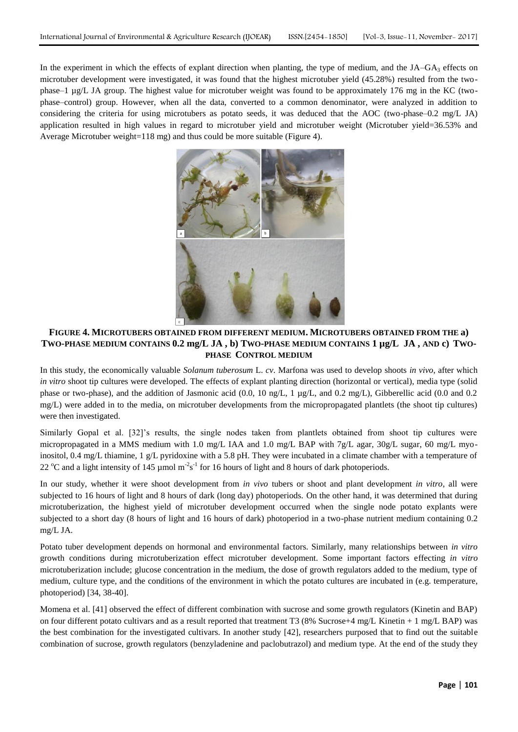In the experiment in which the effects of explant direction when planting, the type of medium, and the JA–$GA_3$ effects on microtuber development were investigated, it was found that the highest microtuber yield (45.28%) resulted from the two-phase–1 µg/L JA group. The highest value for microtuber weight was found to be approximately 176 mg in the KC (two-phase–control) group. However, when all the data, converted to a common denominator, were analyzed in addition to considering the criteria for using microtubers as potato seeds, it was deduced that the AOC (two-phase–0.2 mg/L JA) application resulted in high values in regard to microtuber yield and microtuber weight (Microtuber yield=36.53% and Average Microtuber weight=118 mg) and thus could be more suitable (Figure 4).

**FIGURE 4. MICROTUBERS OBTAINED FROM DIFFERENT MEDIUM. MICROTUBERS OBTAINED FROM THE a) TWO-PHASE MEDIUM CONTAINS 0.2 mg/L JA , b) TWO-PHASE MEDIUM CONTAINS 1 µg/L JA , AND c) TWO-PHASE CONTROL MEDIUM**

In this study, the economically valuable *Solanum tuberosum* L. *cv*. Marfona was used to develop shoots *in vivo*, after which *in vitro* shoot tip cultures were developed. The effects of explant planting direction (horizontal or vertical), media type (solid phase or two-phase), and the addition of Jasmonic acid (0.0, 10 ng/L, 1 µg/L, and 0.2 mg/L), Gibberellic acid (0.0 and 0.2 mg/L) were added in to the media, on microtuber developments from the micropropagated plantlets (the shoot tip cultures) were then investigated.

Similarly Gopal et al. [32]'s results, the single nodes taken from plantlets obtained from shoot tip cultures were micropropagated in a MMS medium with 1.0 mg/L IAA and 1.0 mg/L BAP with 7g/L agar, 30g/L sugar, 60 mg/L myo-inositol, 0.4 mg/L thiamine, 1 g/L pyridoxine with a 5.8 pH. They were incubated in a climate chamber with a temperature of 22 °C and a light intensity of 145 µmol $m^{-2}s^{-1}$ for 16 hours of light and 8 hours of dark photoperiods.

In our study, whether it were shoot development from *in vivo* tubers or shoot and plant development *in vitro*, all were subjected to 16 hours of light and 8 hours of dark (long day) photoperiods. On the other hand, it was determined that during microtuberization, the highest yield of microtuber development occurred when the single node potato explants were subjected to a short day (8 hours of light and 16 hours of dark) photoperiod in a two-phase nutrient medium containing 0.2 mg/L JA.

Potato tuber development depends on hormonal and environmental factors. Similarly, many relationships between *in vitro* growth conditions during microtuberization effect microtuber development. Some important factors effecting *in vitro* microtuberization include; glucose concentration in the medium, the dose of growth regulators added to the medium, type of medium, culture type, and the conditions of the environment in which the potato cultures are incubated in (e.g. temperature, photoperiod) [34, 38-40].

Momena et al. [41] observed the effect of different combination with sucrose and some growth regulators (Kinetin and BAP) on four different potato cultivars and as a result reported that treatment T3 (8% Sucrose+4 mg/L Kinetin + 1 mg/L BAP) was the best combination for the investigated cultivars. In another study [42], researchers purposed that to find out the suitable combination of sucrose, growth regulators (benzyladenine and paclobutrazol) and medium type. At the end of the study they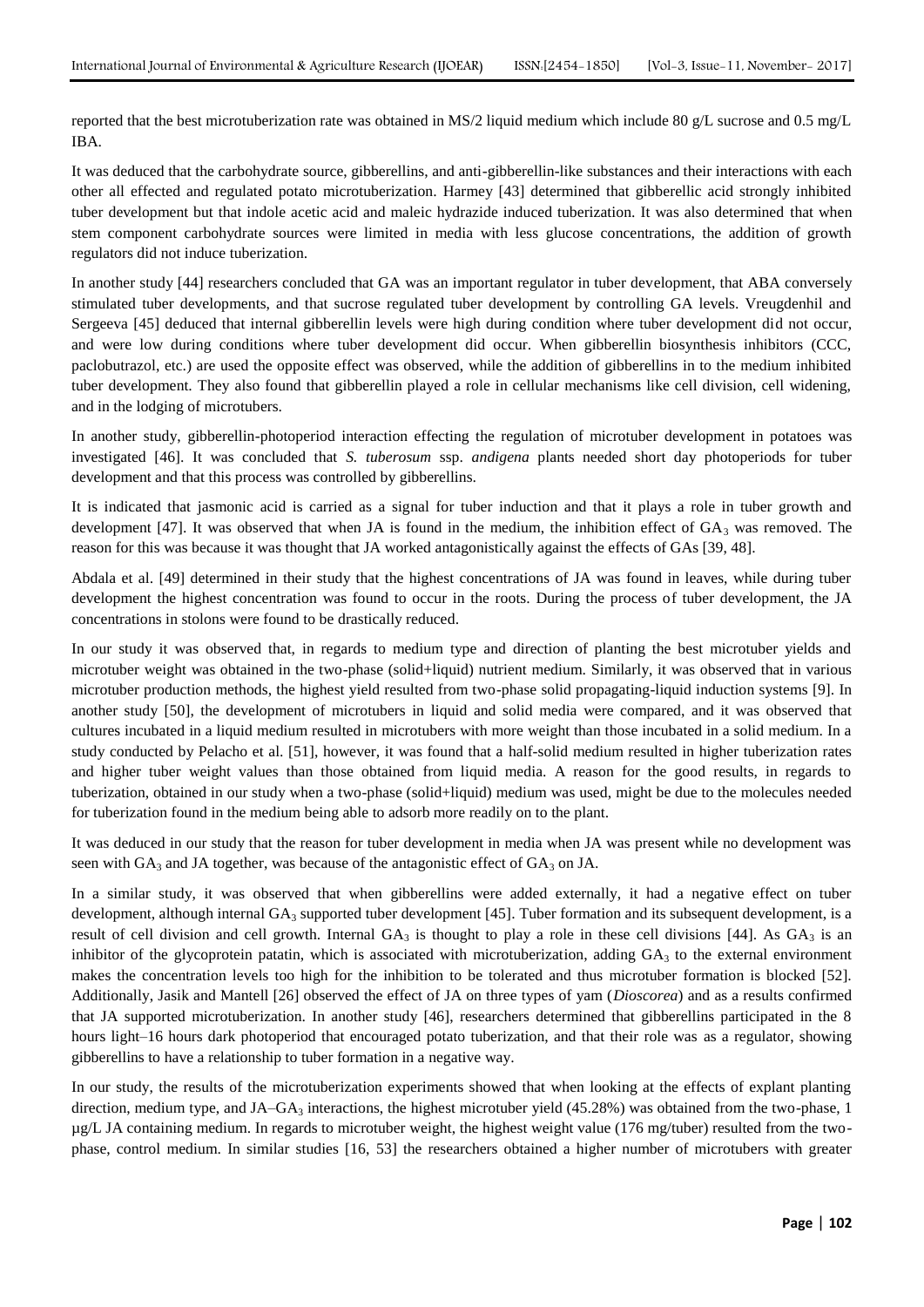reported that the best microtuberization rate was obtained in MS/2 liquid medium which include 80 g/L sucrose and 0.5 mg/L IBA.

It was deduced that the carbohydrate source, gibberellins, and anti-gibberellin-like substances and their interactions with each other all effected and regulated potato microtuberization. Harmey [43] determined that gibberellic acid strongly inhibited tuber development but that indole acetic acid and maleic hydrazide induced tuberization. It was also determined that when stem component carbohydrate sources were limited in media with less glucose concentrations, the addition of growth regulators did not induce tuberization.

In another study [44] researchers concluded that GA was an important regulator in tuber development, that ABA conversely stimulated tuber developments, and that sucrose regulated tuber development by controlling GA levels. Vreugdenhil and Sergeeva [45] deduced that internal gibberellin levels were high during condition where tuber development did not occur, and were low during conditions where tuber development did occur. When gibberellin biosynthesis inhibitors (CCC, paclobutrazol, etc.) are used the opposite effect was observed, while the addition of gibberellins in to the medium inhibited tuber development. They also found that gibberellin played a role in cellular mechanisms like cell division, cell widening, and in the lodging of microtubers.

In another study, gibberellin-photoperiod interaction effecting the regulation of microtuber development in potatoes was investigated [46]. It was concluded that *S. tuberosum* ssp. *andigena* plants needed short day photoperiods for tuber development and that this process was controlled by gibberellins.

It is indicated that jasmonic acid is carried as a signal for tuber induction and that it plays a role in tuber growth and development [47]. It was observed that when JA is found in the medium, the inhibition effect of $GA_3$ was removed. The reason for this was because it was thought that JA worked antagonistically against the effects of GAs [39, 48].

Abdala et al. [49] determined in their study that the highest concentrations of JA was found in leaves, while during tuber development the highest concentration was found to occur in the roots. During the process of tuber development, the JA concentrations in stolons were found to be drastically reduced.

In our study it was observed that, in regards to medium type and direction of planting the best microtuber yields and microtuber weight was obtained in the two-phase (solid+liquid) nutrient medium. Similarly, it was observed that in various microtuber production methods, the highest yield resulted from two-phase solid propagating-liquid induction systems [9]. In another study [50], the development of microtubers in liquid and solid media were compared, and it was observed that cultures incubated in a liquid medium resulted in microtubers with more weight than those incubated in a solid medium. In a study conducted by Pelacho et al. [51], however, it was found that a half-solid medium resulted in higher tuberization rates and higher tuber weight values than those obtained from liquid media. A reason for the good results, in regards to tuberization, obtained in our study when a two-phase (solid+liquid) medium was used, might be due to the molecules needed for tuberization found in the medium being able to adsorb more readily on to the plant.

It was deduced in our study that the reason for tuber development in media when JA was present while no development was seen with $GA_3$ and JA together, was because of the antagonistic effect of $GA_3$ on JA.

In a similar study, it was observed that when gibberellins were added externally, it had a negative effect on tuber development, although internal $GA_3$ supported tuber development [45]. Tuber formation and its subsequent development, is a result of cell division and cell growth. Internal $GA_3$ is thought to play a role in these cell divisions [44]. As $GA_3$ is an inhibitor of the glycoprotein patatin, which is associated with microtuberization, adding $GA_3$ to the external environment makes the concentration levels too high for the inhibition to be tolerated and thus microtuber formation is blocked [52]. Additionally, Jasik and Mantell [26] observed the effect of JA on three types of yam (*Dioscorea*) and as a results confirmed that JA supported microtuberization. In another study [46], researchers determined that gibberellins participated in the 8 hours light–16 hours dark photoperiod that encouraged potato tuberization, and that their role was as a regulator, showing gibberellins to have a relationship to tuber formation in a negative way.

In our study, the results of the microtuberization experiments showed that when looking at the effects of explant planting direction, medium type, and JA–$GA_3$ interactions, the highest microtuber yield (45.28%) was obtained from the two-phase, 1 µg/L JA containing medium. In regards to microtuber weight, the highest weight value (176 mg/tuber) resulted from the two-phase, control medium. In similar studies [16, 53] the researchers obtained a higher number of microtubers with greater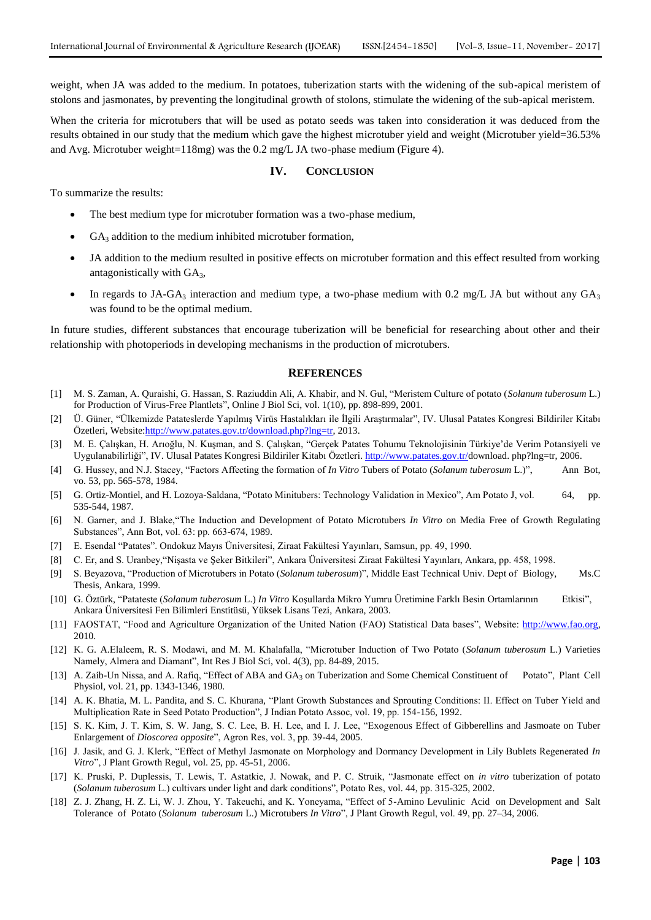weight, when JA was added to the medium. In potatoes, tuberization starts with the widening of the sub-apical meristem of stolons and jasmonates, by preventing the longitudinal growth of stolons, stimulate the widening of the sub-apical meristem.

When the criteria for microtubers that will be used as potato seeds was taken into consideration it was deduced from the results obtained in our study that the medium which gave the highest microtuber yield and weight (Microtuber yield=36.53% and Avg. Microtuber weight=118mg) was the 0.2 mg/L JA two-phase medium (Figure 4).

## IV. CONCLUSION

To summarize the results:

- The best medium type for microtuber formation was a two-phase medium,
- $GA_3$ addition to the medium inhibited microtuber formation,
- JA addition to the medium resulted in positive effects on microtuber formation and this effect resulted from working antagonistically with $GA_3$,
- In regards to JA-$GA_3$ interaction and medium type, a two-phase medium with 0.2 mg/L JA but without any $GA_3$ was found to be the optimal medium.

In future studies, different substances that encourage tuberization will be beneficial for researching about other and their relationship with photoperiods in developing mechanisms in the production of microtubers.

## REFERENCES

[1] M. S. Zaman, A. Quraishi, G. Hassan, S. Raziuddin Ali, A. Khabir, and N. Gul, "Meristem Culture of potato (*Solanum tuberosum* L.) for Production of Virus-Free Plantlets", Online J Biol Sci, vol. 1(10), pp. 898-899, 2001.

[2] Ü. Güner, "Ülkemizde Patateslerde Yapılmış Virüs Hastalıkları ile İlgili Araştırmalar", IV. Ulusal Patates Kongresi Bildiriler Kitabı Özetleri, Website:http://www.patates.gov.tr/download.php?lng=tr, 2013.

[3] M. E. Çalışkan, H. Arıoğlu, N. Kuşman, and S. Çalışkan, "Gerçek Patates Tohumu Teknolojisinin Türkiye'de Verim Potansiyeli ve Uygulanabilirliği", IV. Ulusal Patates Kongresi Bildiriler Kitabı Özetleri. http://www.patates.gov.tr/download. php?lng=tr, 2006.

[4] G. Hussey, and N.J. Stacey, "Factors Affecting the formation of *In Vitro* Tubers of Potato (*Solanum tuberosum* L.)", Ann Bot, vo. 53, pp. 565-578, 1984.

[5] G. Ortiz-Montiel, and H. Lozoya-Saldana, "Potato Minitubers: Technology Validation in Mexico", Am Potato J, vol. 64, pp. 535-544, 1987.

[6] N. Garner, and J. Blake,"The Induction and Development of Potato Microtubers *In Vitro* on Media Free of Growth Regulating Substances", Ann Bot, vol. 63: pp. 663-674, 1989.

[7] E. Esendal "Patates". Ondokuz Mayıs Üniversitesi, Ziraat Fakültesi Yayınları, Samsun, pp. 49, 1990.

[8] C. Er, and S. Uranbey,"Nişasta ve Şeker Bitkileri", Ankara Üniversitesi Ziraat Fakültesi Yayınları, Ankara, pp. 458, 1998.

[9] S. Beyazova, "Production of Microtubers in Potato (*Solanum tuberosum*)", Middle East Technical Univ. Dept of Biology, Ms.C Thesis, Ankara, 1999.

[10] G. Öztürk, "Patateste (*Solanum tuberosum* L.) *In Vitro* Koşullarda Mikro Yumru Üretimine Farklı Besin Ortamlarının Etkisi", Ankara Üniversitesi Fen Bilimleri Enstitüsü, Yüksek Lisans Tezi, Ankara, 2003.

[11] FAOSTAT, "Food and Agriculture Organization of the United Nation (FAO) Statistical Data bases", Website: http://www.fao.org, 2010.

[12] K. G. A.Elaleem, R. S. Modawi, and M. M. Khalafalla, "Microtuber Induction of Two Potato (*Solanum tuberosum* L.) Varieties Namely, Almera and Diamant", Int Res J Biol Sci, vol. 4(3), pp. 84-89, 2015.

[13] A. Zaib-Un Nissa, and A. Rafiq, "Effect of ABA and $GA_3$ on Tuberization and Some Chemical Constituent of Potato", Plant Cell Physiol, vol. 21, pp. 1343-1346, 1980.

[14] A. K. Bhatia, M. L. Pandita, and S. C. Khurana, "Plant Growth Substances and Sprouting Conditions: II. Effect on Tuber Yield and Multiplication Rate in Seed Potato Production", J Indian Potato Assoc, vol. 19, pp. 154-156, 1992.

[15] S. K. Kim, J. T. Kim, S. W. Jang, S. C. Lee, B. H. Lee, and I. J. Lee, "Exogenous Effect of Gibberellins and Jasmoate on Tuber Enlargement of *Dioscorea opposite*", Agron Res, vol. 3, pp. 39-44, 2005.

[16] J. Jasik, and G. J. Klerk, "Effect of Methyl Jasmonate on Morphology and Dormancy Development in Lily Bublets Regenerated *In Vitro*", J Plant Growth Regul, vol. 25, pp. 45-51, 2006.

[17] K. Pruski, P. Duplessis, T. Lewis, T. Astatkie, J. Nowak, and P. C. Struik, "Jasmonate effect on *in vitro* tuberization of potato (*Solanum tuberosum* L.) cultivars under light and dark conditions", Potato Res, vol. 44, pp. 315-325, 2002.

[18] Z. J. Zhang, H. Z. Li, W. J. Zhou, Y. Takeuchi, and K. Yoneyama, "Effect of 5-Amino Levulinic Acid on Development and Salt Tolerance of Potato (*Solanum tuberosum* L.) Microtubers *In Vitro*", J Plant Growth Regul, vol. 49, pp. 27–34, 2006.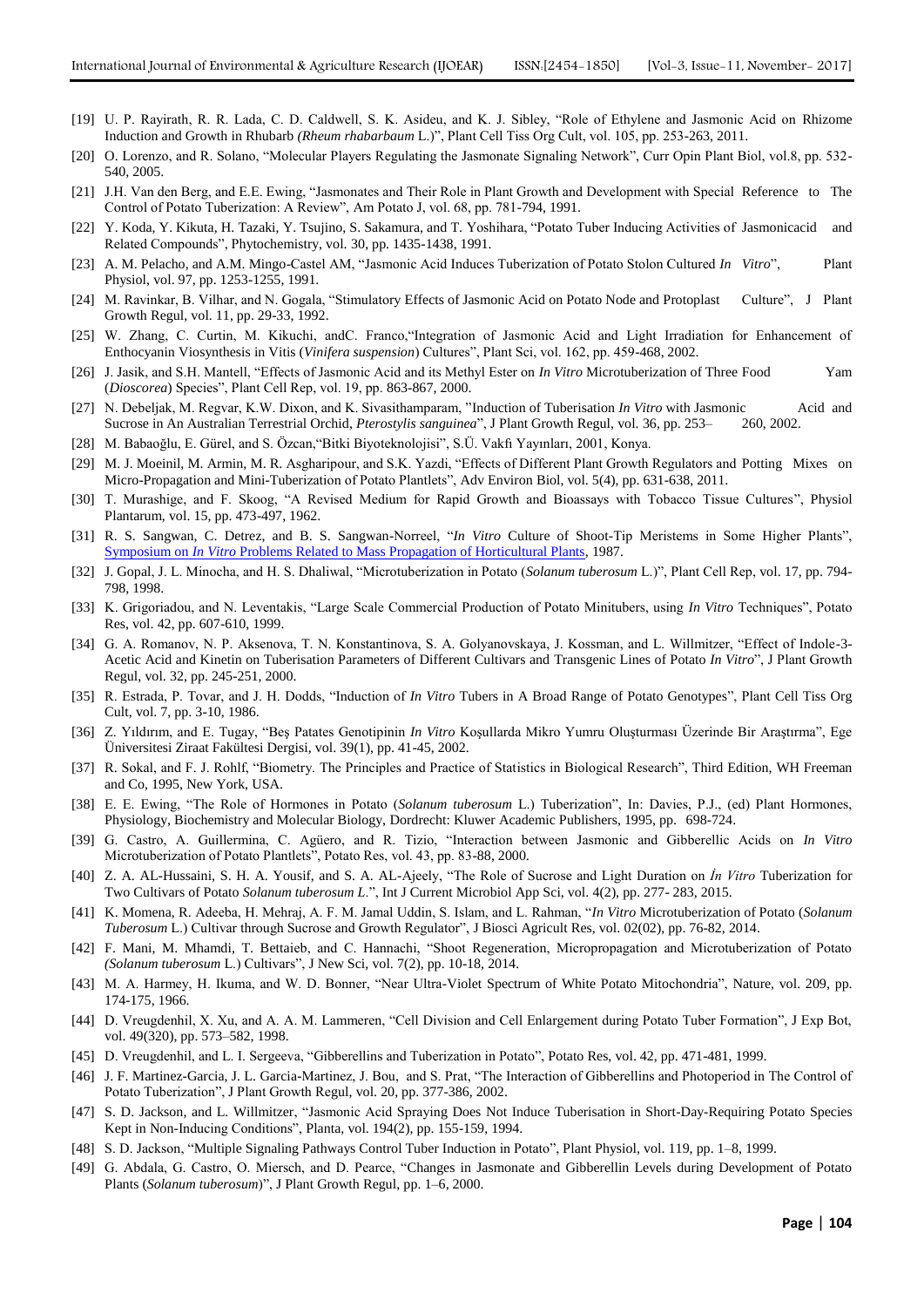[19] U. P. Rayirath, R. R. Lada, C. D. Caldwell, S. K. Asideu, and K. J. Sibley, "Role of Ethylene and Jasmonic Acid on Rhizome Induction and Growth in Rhubarb *(Rheum rhabarbaum* L.)", Plant Cell Tiss Org Cult, vol. 105, pp. 253-263, 2011.

[20] O. Lorenzo, and R. Solano, "Molecular Players Regulating the Jasmonate Signaling Network", Curr Opin Plant Biol, vol.8, pp. 532-540, 2005.

[21] J.H. Van den Berg, and E.E. Ewing, "Jasmonates and Their Role in Plant Growth and Development with Special Reference to The Control of Potato Tuberization: A Review", Am Potato J, vol. 68, pp. 781-794, 1991.

[22] Y. Koda, Y. Kikuta, H. Tazaki, Y. Tsujino, S. Sakamura, and T. Yoshihara, "Potato Tuber Inducing Activities of Jasmonicacid and Related Compounds", Phytochemistry, vol. 30, pp. 1435-1438, 1991.

[23] A. M. Pelacho, and A.M. Mingo-Castel AM, "Jasmonic Acid Induces Tuberization of Potato Stolon Cultured *In Vitro*", Plant Physiol, vol. 97, pp. 1253-1255, 1991.

[24] M. Ravinkar, B. Vilhar, and N. Gogala, "Stimulatory Effects of Jasmonic Acid on Potato Node and Protoplast Culture", J Plant Growth Regul, vol. 11, pp. 29-33, 1992.

[25] W. Zhang, C. Curtin, M. Kikuchi, andC. Franco,"Integration of Jasmonic Acid and Light Irradiation for Enhancement of Enthocyanin Viosynthesis in Vitis (*Vinifera suspension*) Cultures", Plant Sci, vol. 162, pp. 459-468, 2002.

[26] J. Jasik, and S.H. Mantell, "Effects of Jasmonic Acid and its Methyl Ester on *In Vitro* Microtuberization of Three Food Yam (*Dioscorea*) Species", Plant Cell Rep, vol. 19, pp. 863-867, 2000.

[27] N. Debeljak, M. Regvar, K.W. Dixon, and K. Sivasithamparam, "Induction of Tuberisation *In Vitro* with Jasmonic Acid and Sucrose in An Australian Terrestrial Orchid, *Pterostylis sanguinea*", J Plant Growth Regul, vol. 36, pp. 253– 260, 2002.

[28] M. Babaoğlu, E. Gürel, and S. Özcan,"Bitki Biyoteknolojisi", S.Ü. Vakfı Yayınları, 2001, Konya.

[29] M. J. Moeinil, M. Armin, M. R. Asgharipour, and S.K. Yazdi, "Effects of Different Plant Growth Regulators and Potting Mixes on Micro-Propagation and Mini-Tuberization of Potato Plantlets", Adv Environ Biol, vol. 5(4), pp. 631-638, 2011.

[30] T. Murashige, and F. Skoog, "A Revised Medium for Rapid Growth and Bioassays with Tobacco Tissue Cultures", Physiol Plantarum, vol. 15, pp. 473-497, 1962.

[31] R. S. Sangwan, C. Detrez, and B. S. Sangwan-Norreel, "*In Vitro* Culture of Shoot-Tip Meristems in Some Higher Plants", Symposium on *In Vitro* Problems Related to Mass Propagation of Horticultural Plants, 1987.

[32] J. Gopal, J. L. Minocha, and H. S. Dhaliwal, "Microtuberization in Potato (*Solanum tuberosum* L.)", Plant Cell Rep, vol. 17, pp. 794-798, 1998.

[33] K. Grigoriadou, and N. Leventakis, "Large Scale Commercial Production of Potato Minitubers, using *In Vitro* Techniques", Potato Res, vol. 42, pp. 607-610, 1999.

[34] G. A. Romanov, N. P. Aksenova, T. N. Konstantinova, S. A. Golyanovskaya, J. Kossman, and L. Willmitzer, "Effect of Indole-3-Acetic Acid and Kinetin on Tuberisation Parameters of Different Cultivars and Transgenic Lines of Potato *In Vitro*", J Plant Growth Regul, vol. 32, pp. 245-251, 2000.

[35] R. Estrada, P. Tovar, and J. H. Dodds, "Induction of *In Vitro* Tubers in A Broad Range of Potato Genotypes", Plant Cell Tiss Org Cult, vol. 7, pp. 3-10, 1986.

[36] Z. Yıldırım, and E. Tugay, "Beş Patates Genotipinin *In Vitro* Koşullarda Mikro Yumru Oluşturması Üzerinde Bir Araştırma", Ege Üniversitesi Ziraat Fakültesi Dergisi, vol. 39(1), pp. 41-45, 2002.

[37] R. Sokal, and F. J. Rohlf, "Biometry. The Principles and Practice of Statistics in Biological Research", Third Edition, WH Freeman and Co, 1995, New York, USA.

[38] E. E. Ewing, "The Role of Hormones in Potato (*Solanum tuberosum* L.) Tuberization", In: Davies, P.J., (ed) Plant Hormones, Physiology, Biochemistry and Molecular Biology, Dordrecht: Kluwer Academic Publishers, 1995, pp. 698-724.

[39] G. Castro, A. Guillermina, C. Agüero, and R. Tizio, "Interaction between Jasmonic and Gibberellic Acids on *In Vitro* Microtuberization of Potato Plantlets", Potato Res, vol. 43, pp. 83-88, 2000.

[40] Z. A. AL-Hussaini, S. H. A. Yousif, and S. A. AL-Ajeely, "The Role of Sucrose and Light Duration on *İn Vitro* Tuberization for Two Cultivars of Potato *Solanum tuberosum L*.", Int J Current Microbiol App Sci, vol. 4(2), pp. 277- 283, 2015.

[41] K. Momena, R. Adeeba, H. Mehraj, A. F. M. Jamal Uddin, S. Islam, and L. Rahman, "*In Vitro* Microtuberization of Potato (*Solanum Tuberosum* L.) Cultivar through Sucrose and Growth Regulator", J Biosci Agricult Res, vol. 02(02), pp. 76-82, 2014.

[42] F. Mani, M. Mhamdi, T. Bettaieb, and C. Hannachi, "Shoot Regeneration, Micropropagation and Microtuberization of Potato *(Solanum tuberosum* L.) Cultivars", J New Sci, vol. 7(2), pp. 10-18, 2014.

[43] M. A. Harmey, H. Ikuma, and W. D. Bonner, "Near Ultra-Violet Spectrum of White Potato Mitochondria", Nature, vol. 209, pp. 174-175, 1966.

[44] D. Vreugdenhil, X. Xu, and A. A. M. Lammeren, "Cell Division and Cell Enlargement during Potato Tuber Formation", J Exp Bot, vol. 49(320), pp. 573–582, 1998.

[45] D. Vreugdenhil, and L. I. Sergeeva, "Gibberellins and Tuberization in Potato", Potato Res, vol. 42, pp. 471-481, 1999.

[46] J. F. Martinez-Garcia, J. L. Garcia-Martinez, J. Bou, and S. Prat, "The Interaction of Gibberellins and Photoperiod in The Control of Potato Tuberization", J Plant Growth Regul, vol. 20, pp. 377-386, 2002.

[47] S. D. Jackson, and L. Willmitzer, "Jasmonic Acid Spraying Does Not Induce Tuberisation in Short-Day-Requiring Potato Species Kept in Non-Inducing Conditions", Planta, vol. 194(2), pp. 155-159, 1994.

[48] S. D. Jackson, "Multiple Signaling Pathways Control Tuber Induction in Potato", Plant Physiol, vol. 119, pp. 1–8, 1999.

[49] G. Abdala, G. Castro, O. Miersch, and D. Pearce, "Changes in Jasmonate and Gibberellin Levels during Development of Potato Plants (*Solanum tuberosum*)", J Plant Growth Regul, pp. 1–6, 2000.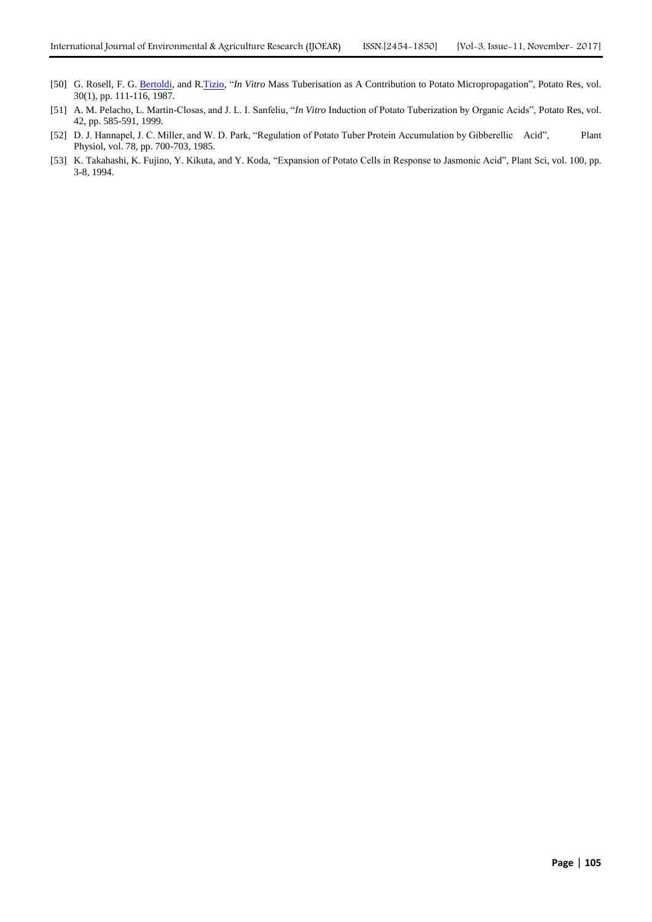[50] G. Rosell, F. G. Bertoldi, and R.Tizio, "*In Vitro* Mass Tuberisation as A Contribution to Potato Micropropagation", Potato Res, vol. 30(1), pp. 111-116, 1987.

[51] A. M. Pelacho, L. Martin-Closas, and J. L. I. Sanfeliu, "*In Vitro* Induction of Potato Tuberization by Organic Acids", Potato Res, vol. 42, pp. 585-591, 1999.

[52] D. J. Hannapel, J. C. Miller, and W. D. Park, "Regulation of Potato Tuber Protein Accumulation by Gibberellic Acid", Plant Physiol, vol. 78, pp. 700-703, 1985.

[53] K. Takahashi, K. Fujino, Y. Kikuta, and Y. Koda, "Expansion of Potato Cells in Response to Jasmonic Acid", Plant Sci, vol. 100, pp. 3-8, 1994.